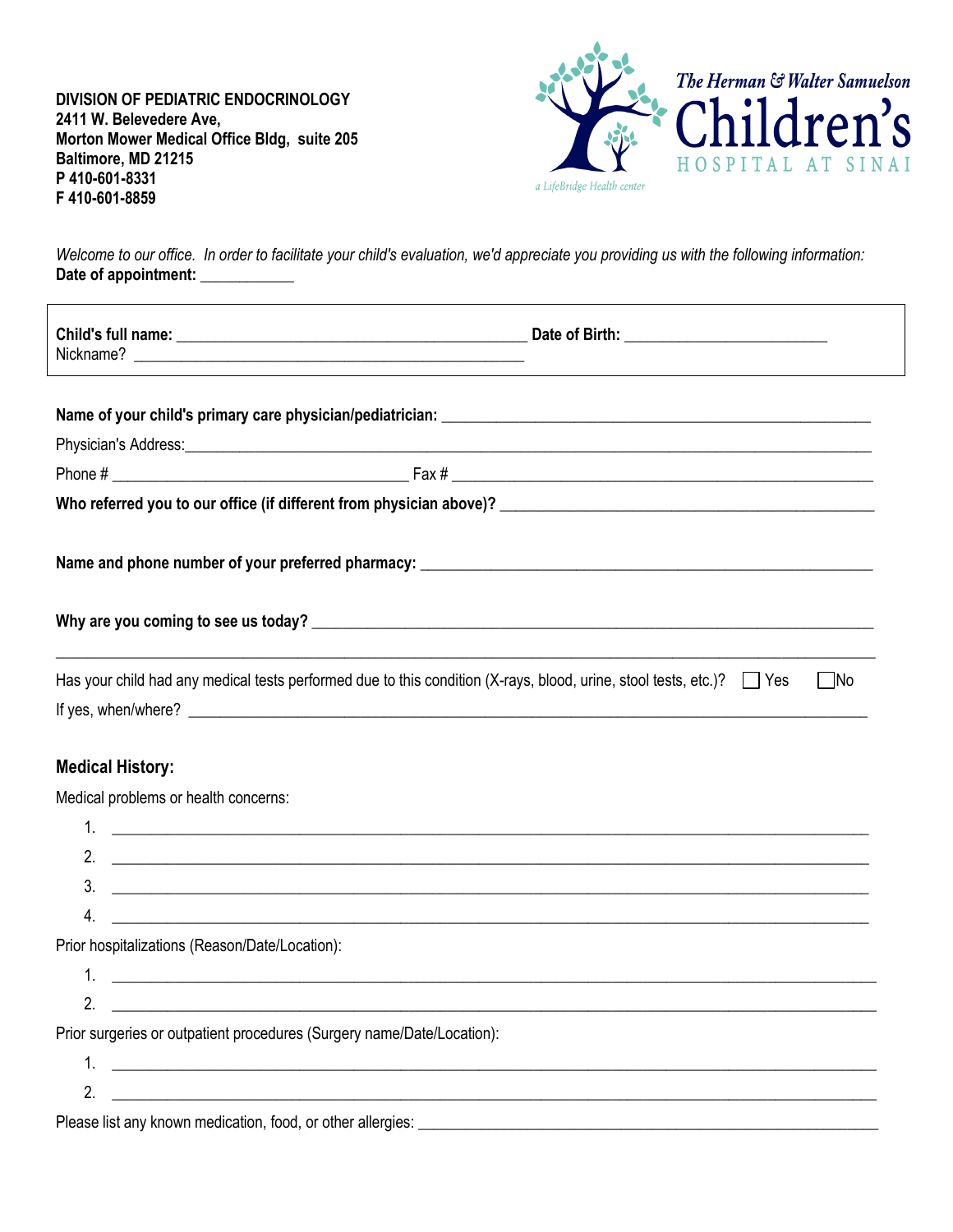**DIVISION OF PEDIATRIC ENDOCRINOLOGY**
**2411 W. Belevedere Ave,**
**Morton Mower Medical Office Bldg, suite 205**
**Baltimore, MD 21215**
**P 410-601-8331**
**F 410-601-8859**

*The Herman & Walter Samuelson*
**Children's**
HOSPITAL AT SINAI
*a LifeBridge Health center*

*Welcome to our office. In order to facilitate your child's evaluation, we'd appreciate you providing us with the following information:*
**Date of appointment:** ___________

**Child's full name:** __________________________________________ **Date of Birth:** ________________________
Nickname? _______________________________________________

**Name of your child's primary care physician/pediatrician:** _____________________________________________________

Physician's Address: _____________________________________________________________________________________

Phone # ____________________________________ Fax # ____________________________________________________

**Who referred you to our office (if different from physician above)?** ____________________________________________

**Name and phone number of your preferred pharmacy:** _____________________________________________________

**Why are you coming to see us today?** __________________________________________________________________

_____________________________________________________________________________________________________

Has your child had any medical tests performed due to this condition (X-rays, blood, urine, stool tests, etc.)? ☐ Yes ☐ No

If yes, when/where? _____________________________________________________________________________________

**Medical History:**

Medical problems or health concerns:

1. _____________________________________________________________________________________
2. _____________________________________________________________________________________
3. _____________________________________________________________________________________
4. _____________________________________________________________________________________

Prior hospitalizations (Reason/Date/Location):

1. _____________________________________________________________________________________
2. _____________________________________________________________________________________

Prior surgeries or outpatient procedures (Surgery name/Date/Location):

1. _____________________________________________________________________________________
2. _____________________________________________________________________________________

Please list any known medication, food, or other allergies: ___________________________________________________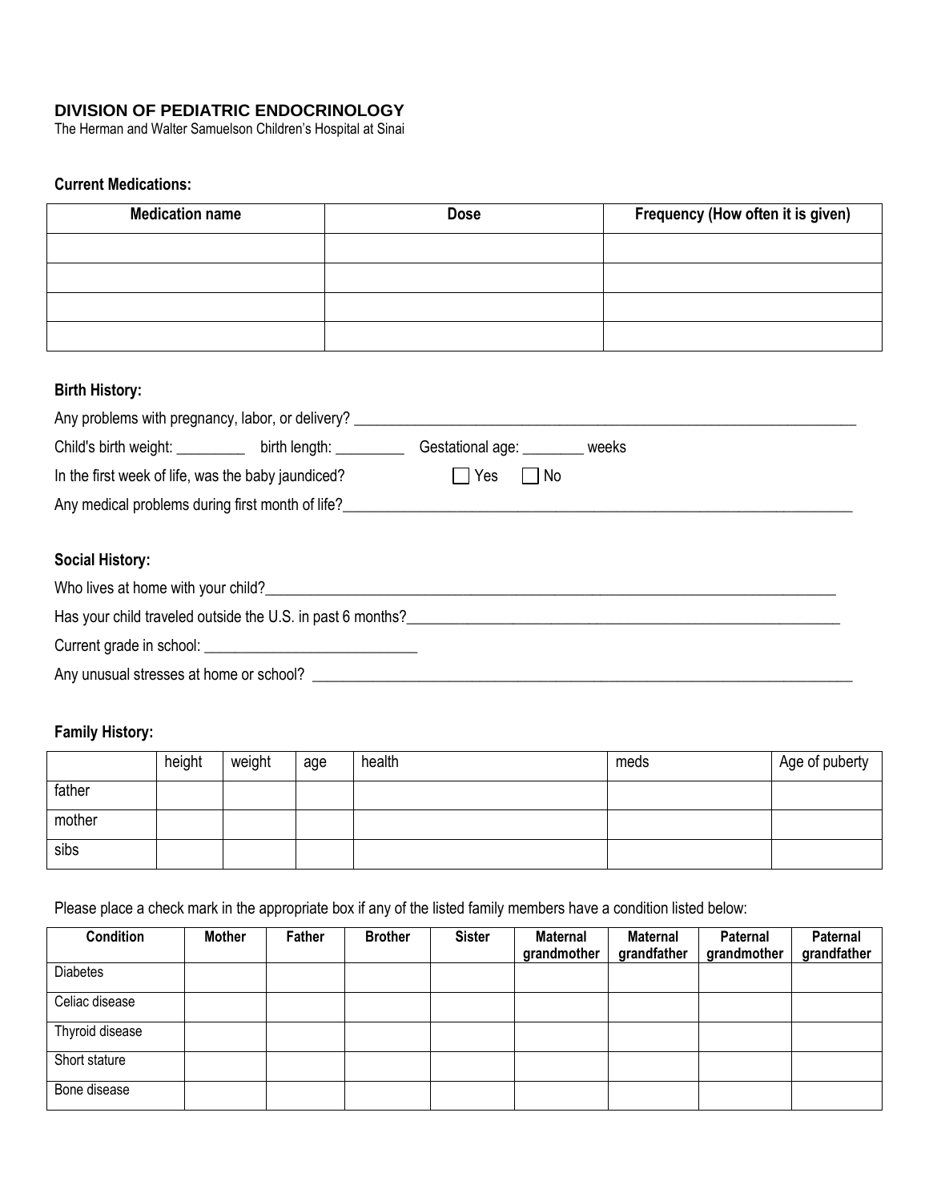## DIVISION OF PEDIATRIC ENDOCRINOLOGY

The Herman and Walter Samuelson Children's Hospital at Sinai

**Current Medications:**

| Medication name | Dose | Frequency (How often it is given) |
|---|---|---|
| | | |
| | | |
| | | |
| | | |

**Birth History:**

Any problems with pregnancy, labor, or delivery? ____________________________________________

Child's birth weight: _________ birth length: _________ Gestational age: ________ weeks

In the first week of life, was the baby jaundiced? ☐ Yes ☐ No

Any medical problems during first month of life?____________________________________________

**Social History:**

Who lives at home with your child?____________________________________________

Has your child traveled outside the U.S. in past 6 months?____________________________________________

Current grade in school: ___________________________

Any unusual stresses at home or school? ____________________________________________

**Family History:**

| | height | weight | age | health | meds | Age of puberty |
|---|---|---|---|---|---|---|
| father | | | | | | |
| mother | | | | | | |
| sibs | | | | | | |

Please place a check mark in the appropriate box if any of the listed family members have a condition listed below:

| Condition | Mother | Father | Brother | Sister | Maternal grandmother | Maternal grandfather | Paternal grandmother | Paternal grandfather |
|---|---|---|---|---|---|---|---|---|
| Diabetes | | | | | | | | |
| Celiac disease | | | | | | | | |
| Thyroid disease | | | | | | | | |
| Short stature | | | | | | | | |
| Bone disease | | | | | | | | |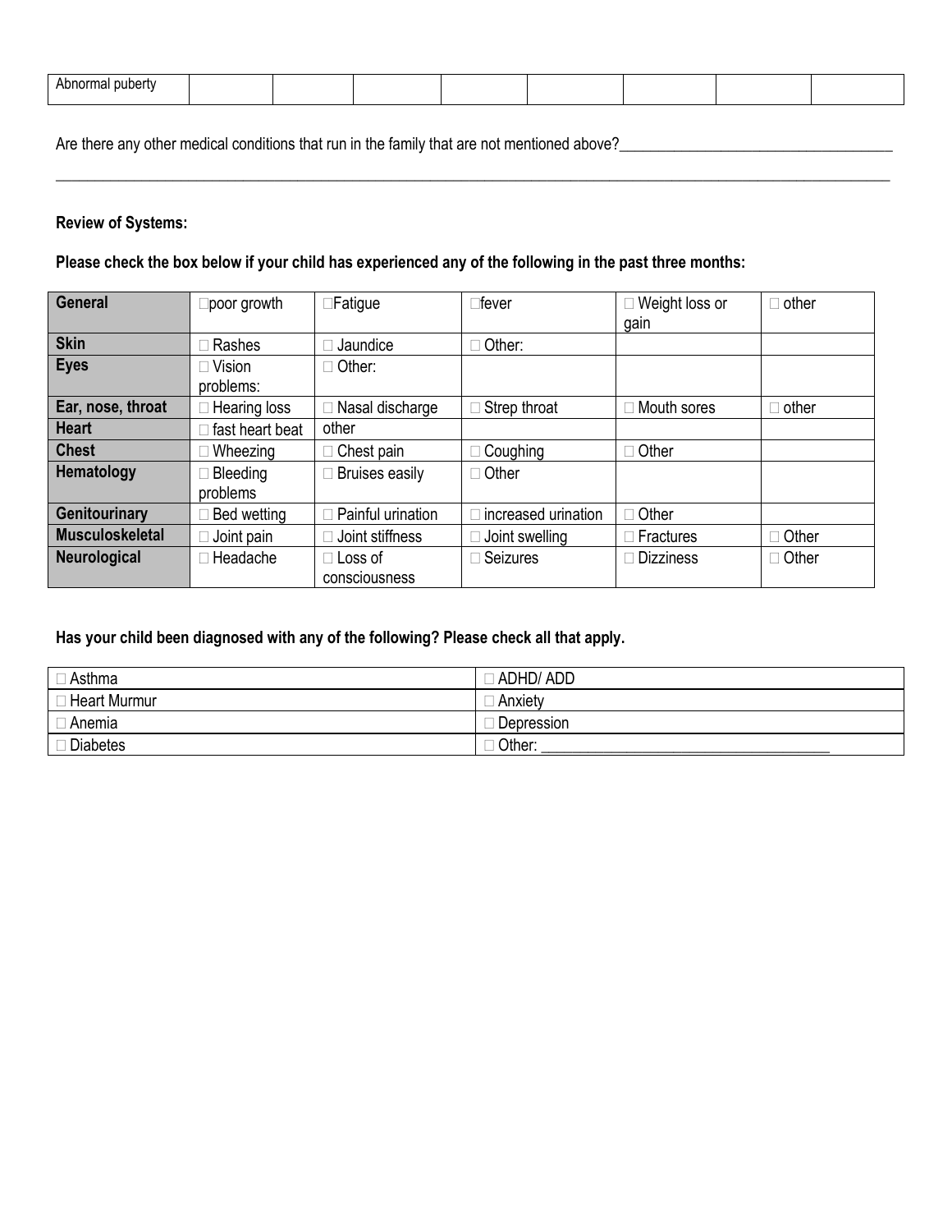| | | | | | | | | |
|---|---|---|---|---|---|---|---|---|
| Abnormal puberty | | | | | | | | |

Are there any other medical conditions that run in the family that are not mentioned above?___________________________________

_______________________________________________________________________________________________________________

**Review of Systems:**

**Please check the box below if your child has experienced any of the following in the past three months:**

| | | | | | |
|---|---|---|---|---|---|
| **General** | □poor growth | □Fatigue | □fever | □ Weight loss or gain | □ other |
| **Skin** | □ Rashes | □ Jaundice | □ Other: | | |
| **Eyes** | □ Vision problems: | □ Other: | | | |
| **Ear, nose, throat** | □ Hearing loss | □ Nasal discharge | □ Strep throat | □ Mouth sores | □ other |
| **Heart** | □ fast heart beat | other | | | |
| **Chest** | □ Wheezing | □ Chest pain | □ Coughing | □ Other | |
| **Hematology** | □ Bleeding problems | □ Bruises easily | □ Other | | |
| **Genitourinary** | □ Bed wetting | □ Painful urination | □ increased urination | □ Other | |
| **Musculoskeletal** | □ Joint pain | □ Joint stiffness | □ Joint swelling | □ Fractures | □ Other |
| **Neurological** | □ Headache | □ Loss of consciousness | □ Seizures | □ Dizziness | □ Other |

**Has your child been diagnosed with any of the following? Please check all that apply.**

| | |
|---|---|
| □ Asthma | □ ADHD/ ADD |
| □ Heart Murmur | □ Anxiety |
| □ Anemia | □ Depression |
| □ Diabetes | □ Other: ___________________________________ |